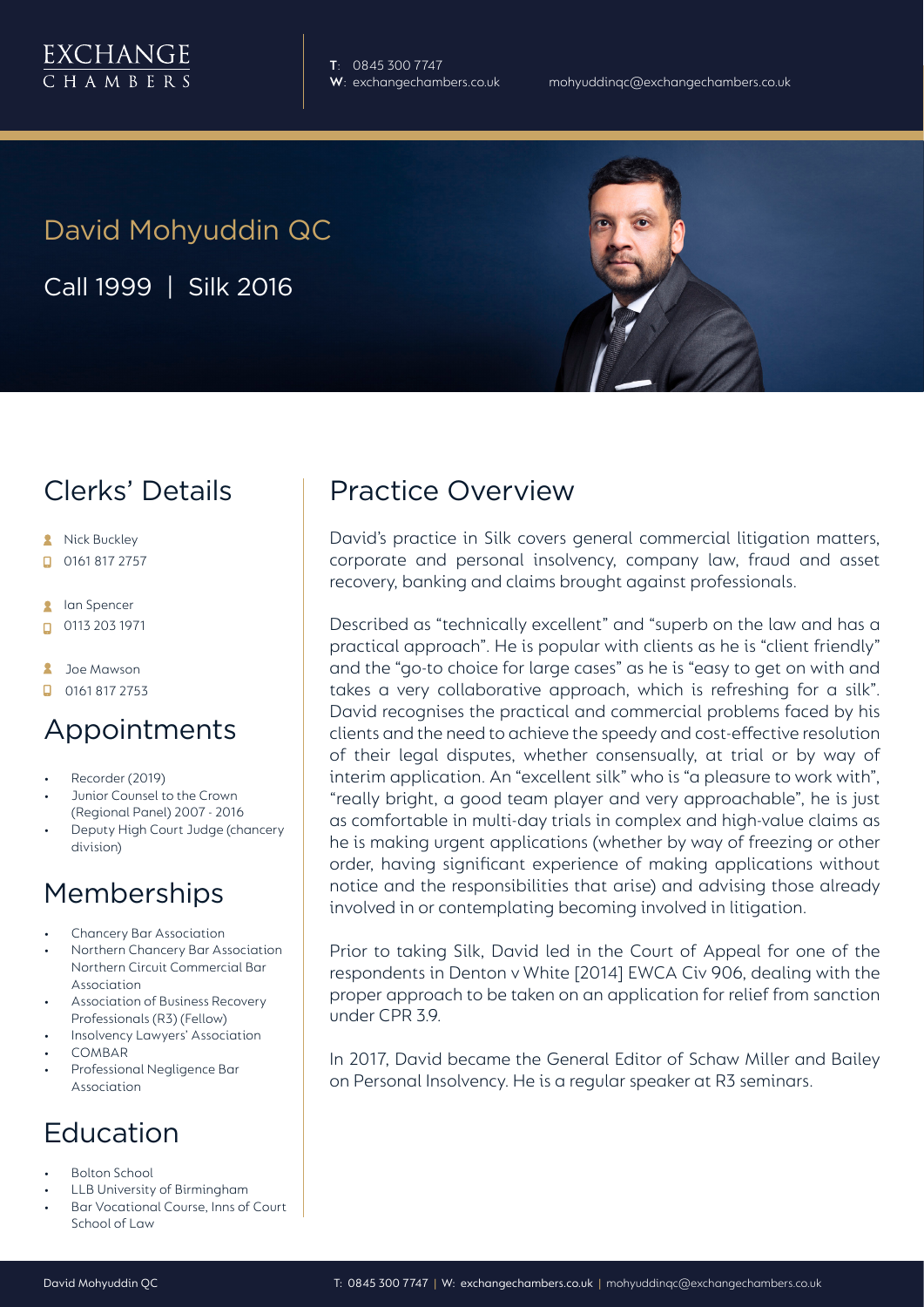EXCHANGE CHAMBERS

**T**: 0845 300 7747
**W**: exchangechambers.co.uk
mohyuddinqc@exchangechambers.co.uk

# David Mohyuddin QC

Call 1999 | Silk 2016

## Clerks' Details

- Nick Buckley
- 0161 817 2757

- Ian Spencer
- 0113 203 1971

- Joe Mawson
- 0161 817 2753

## Appointments

- Recorder (2019)
- Junior Counsel to the Crown (Regional Panel) 2007 - 2016
- Deputy High Court Judge (chancery division)

## Memberships

- Chancery Bar Association
- Northern Chancery Bar Association Northern Circuit Commercial Bar Association
- Association of Business Recovery Professionals (R3) (Fellow)
- Insolvency Lawyers' Association
- COMBAR
- Professional Negligence Bar Association

## Education

- Bolton School
- LLB University of Birmingham
- Bar Vocational Course, Inns of Court School of Law

## Practice Overview

David's practice in Silk covers general commercial litigation matters, corporate and personal insolvency, company law, fraud and asset recovery, banking and claims brought against professionals.

Described as "technically excellent" and "superb on the law and has a practical approach". He is popular with clients as he is "client friendly" and the "go-to choice for large cases" as he is "easy to get on with and takes a very collaborative approach, which is refreshing for a silk". David recognises the practical and commercial problems faced by his clients and the need to achieve the speedy and cost-effective resolution of their legal disputes, whether consensually, at trial or by way of interim application. An "excellent silk" who is "a pleasure to work with", "really bright, a good team player and very approachable", he is just as comfortable in multi-day trials in complex and high-value claims as he is making urgent applications (whether by way of freezing or other order, having significant experience of making applications without notice and the responsibilities that arise) and advising those already involved in or contemplating becoming involved in litigation.

Prior to taking Silk, David led in the Court of Appeal for one of the respondents in Denton v White [2014] EWCA Civ 906, dealing with the proper approach to be taken on an application for relief from sanction under CPR 3.9.

In 2017, David became the General Editor of Schaw Miller and Bailey on Personal Insolvency. He is a regular speaker at R3 seminars.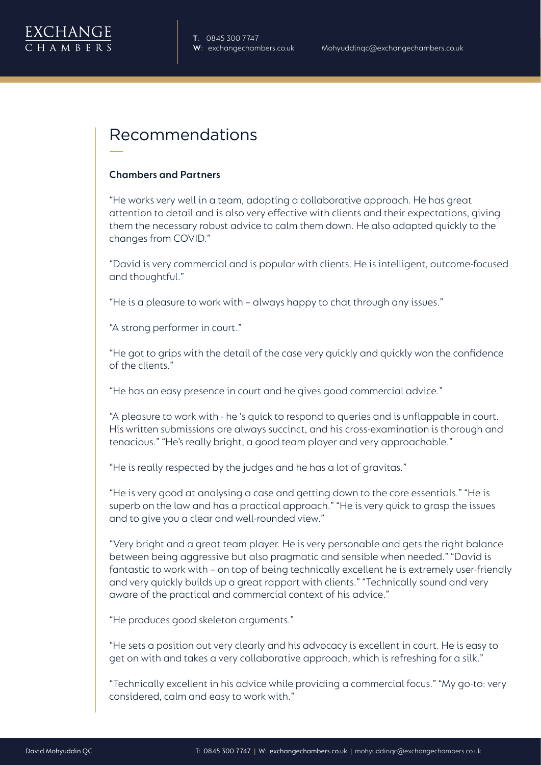# Recommendations

### Chambers and Partners

"He works very well in a team, adopting a collaborative approach. He has great attention to detail and is also very effective with clients and their expectations, giving them the necessary robust advice to calm them down. He also adapted quickly to the changes from COVID."

"David is very commercial and is popular with clients. He is intelligent, outcome-focused and thoughtful."

"He is a pleasure to work with – always happy to chat through any issues."

"A strong performer in court."

"He got to grips with the detail of the case very quickly and quickly won the confidence of the clients."

"He has an easy presence in court and he gives good commercial advice."

"A pleasure to work with - he 's quick to respond to queries and is unflappable in court. His written submissions are always succinct, and his cross-examination is thorough and tenacious." "He's really bright, a good team player and very approachable."

"He is really respected by the judges and he has a lot of gravitas."

"He is very good at analysing a case and getting down to the core essentials." "He is superb on the law and has a practical approach." "He is very quick to grasp the issues and to give you a clear and well-rounded view."

"Very bright and a great team player. He is very personable and gets the right balance between being aggressive but also pragmatic and sensible when needed." "David is fantastic to work with – on top of being technically excellent he is extremely user-friendly and very quickly builds up a great rapport with clients." "Technically sound and very aware of the practical and commercial context of his advice."

"He produces good skeleton arguments."

"He sets a position out very clearly and his advocacy is excellent in court. He is easy to get on with and takes a very collaborative approach, which is refreshing for a silk."

"Technically excellent in his advice while providing a commercial focus." "My go-to: very considered, calm and easy to work with."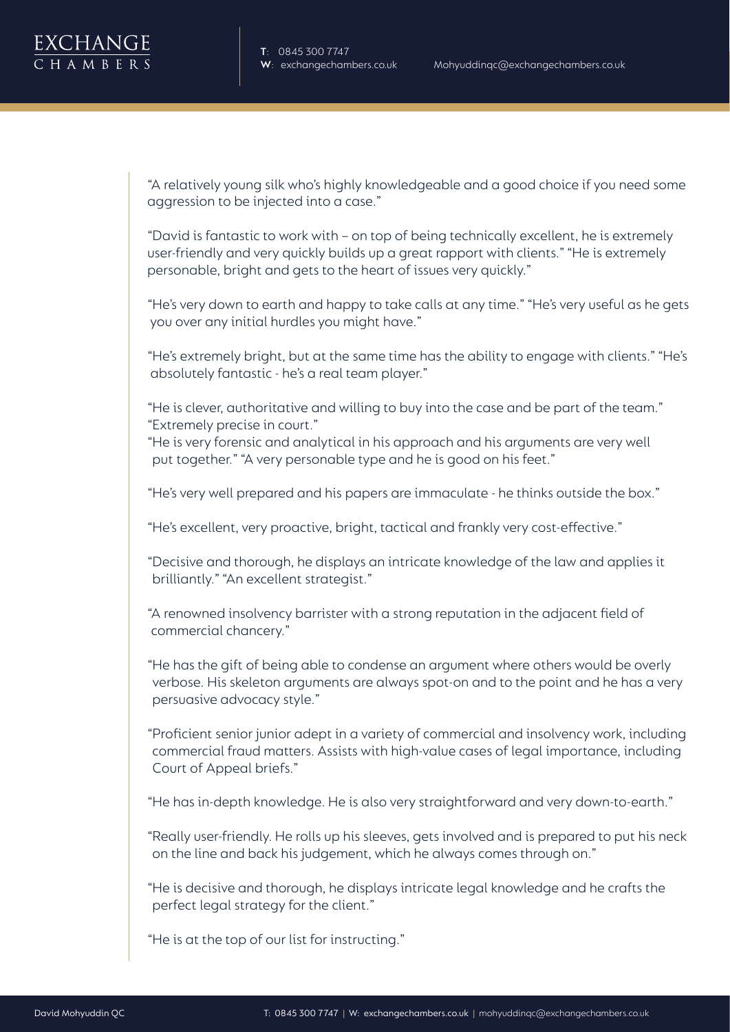"A relatively young silk who's highly knowledgeable and a good choice if you need some aggression to be injected into a case."

"David is fantastic to work with – on top of being technically excellent, he is extremely user-friendly and very quickly builds up a great rapport with clients." "He is extremely personable, bright and gets to the heart of issues very quickly."

"He's very down to earth and happy to take calls at any time." "He's very useful as he gets you over any initial hurdles you might have."

"He's extremely bright, but at the same time has the ability to engage with clients." "He's absolutely fantastic - he's a real team player."

"He is clever, authoritative and willing to buy into the case and be part of the team." "Extremely precise in court."
"He is very forensic and analytical in his approach and his arguments are very well put together." "A very personable type and he is good on his feet."

"He's very well prepared and his papers are immaculate - he thinks outside the box."

"He's excellent, very proactive, bright, tactical and frankly very cost-effective."

"Decisive and thorough, he displays an intricate knowledge of the law and applies it brilliantly." "An excellent strategist."

"A renowned insolvency barrister with a strong reputation in the adjacent field of commercial chancery."

"He has the gift of being able to condense an argument where others would be overly verbose. His skeleton arguments are always spot-on and to the point and he has a very persuasive advocacy style."

"Proficient senior junior adept in a variety of commercial and insolvency work, including commercial fraud matters. Assists with high-value cases of legal importance, including Court of Appeal briefs."

"He has in-depth knowledge. He is also very straightforward and very down-to-earth."

"Really user-friendly. He rolls up his sleeves, gets involved and is prepared to put his neck on the line and back his judgement, which he always comes through on."

"He is decisive and thorough, he displays intricate legal knowledge and he crafts the perfect legal strategy for the client."

"He is at the top of our list for instructing."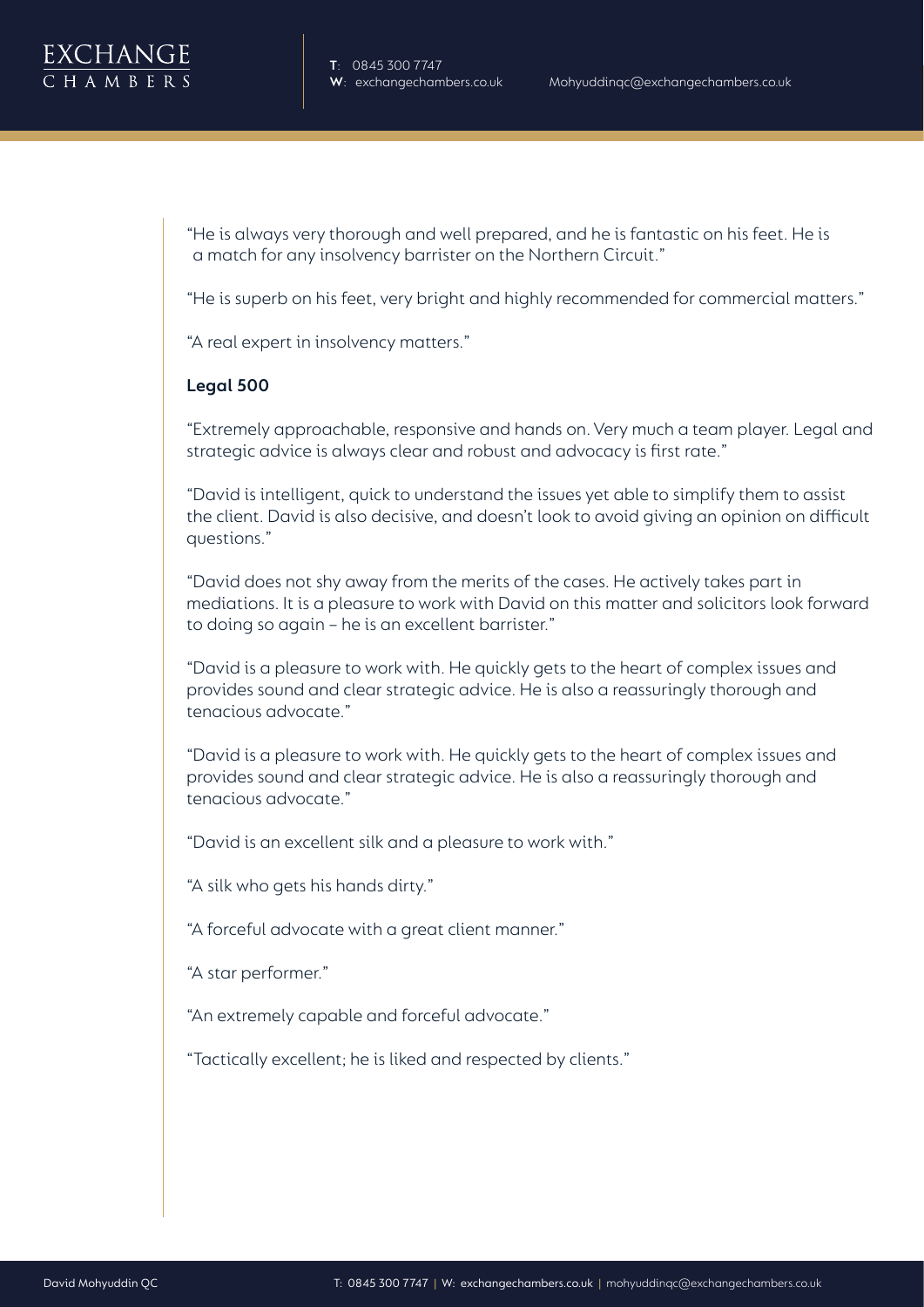"He is always very thorough and well prepared, and he is fantastic on his feet. He is a match for any insolvency barrister on the Northern Circuit."

"He is superb on his feet, very bright and highly recommended for commercial matters."

"A real expert in insolvency matters."

**Legal 500**

"Extremely approachable, responsive and hands on. Very much a team player. Legal and strategic advice is always clear and robust and advocacy is first rate."

"David is intelligent, quick to understand the issues yet able to simplify them to assist the client. David is also decisive, and doesn't look to avoid giving an opinion on difficult questions."

"David does not shy away from the merits of the cases. He actively takes part in mediations. It is a pleasure to work with David on this matter and solicitors look forward to doing so again – he is an excellent barrister."

"David is a pleasure to work with. He quickly gets to the heart of complex issues and provides sound and clear strategic advice. He is also a reassuringly thorough and tenacious advocate."

"David is a pleasure to work with. He quickly gets to the heart of complex issues and provides sound and clear strategic advice. He is also a reassuringly thorough and tenacious advocate."

"David is an excellent silk and a pleasure to work with."

"A silk who gets his hands dirty."

"A forceful advocate with a great client manner."

"A star performer."

"An extremely capable and forceful advocate."

"Tactically excellent; he is liked and respected by clients."